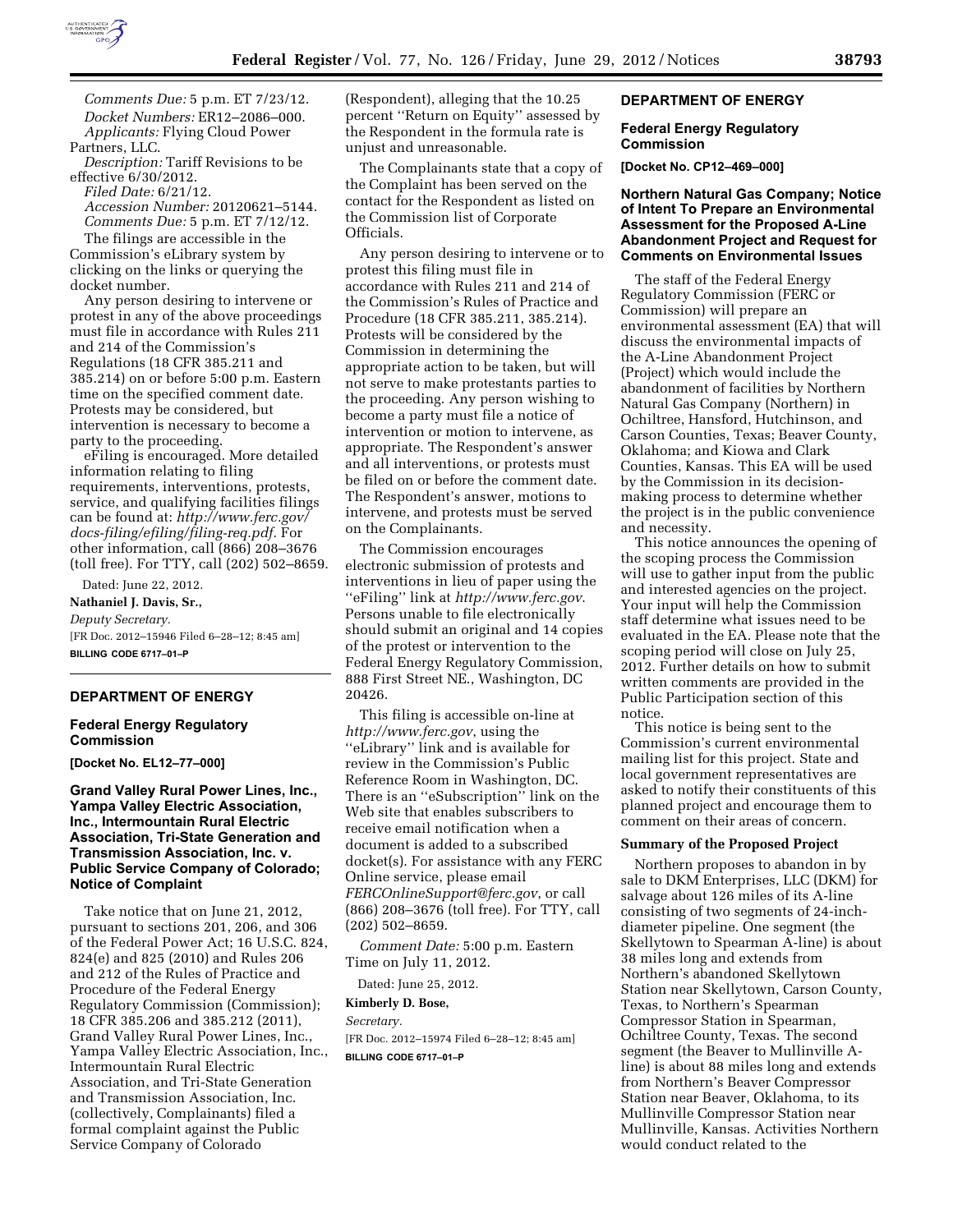*Comments Due:* 5 p.m. ET 7/23/12.

*Docket Numbers:* ER12–2086–000.

*Applicants:* Flying Cloud Power Partners, LLC.

*Description:* Tariff Revisions to be effective 6/30/2012.

*Filed Date:* 6/21/12.

*Accession Number:* 20120621–5144.

*Comments Due:* 5 p.m. ET 7/12/12.

The filings are accessible in the Commission's eLibrary system by clicking on the links or querying the docket number.

Any person desiring to intervene or protest in any of the above proceedings must file in accordance with Rules 211 and 214 of the Commission's Regulations (18 CFR 385.211 and 385.214) on or before 5:00 p.m. Eastern time on the specified comment date. Protests may be considered, but intervention is necessary to become a party to the proceeding.

eFiling is encouraged. More detailed information relating to filing requirements, interventions, protests, service, and qualifying facilities filings can be found at: *http://www.ferc.gov/docs-filing/efiling/filing-req.pdf*. For other information, call (866) 208–3676 (toll free). For TTY, call (202) 502–8659.

Dated: June 22, 2012.

**Nathaniel J. Davis, Sr.,**

*Deputy Secretary.*

[FR Doc. 2012–15946 Filed 6–28–12; 8:45 am]

**BILLING CODE 6717–01–P**

## DEPARTMENT OF ENERGY

### Federal Energy Regulatory Commission

**[Docket No. EL12–77–000]**

### Grand Valley Rural Power Lines, Inc., Yampa Valley Electric Association, Inc., Intermountain Rural Electric Association, Tri-State Generation and Transmission Association, Inc. v. Public Service Company of Colorado; Notice of Complaint

Take notice that on June 21, 2012, pursuant to sections 201, 206, and 306 of the Federal Power Act; 16 U.S.C. 824, 824(e) and 825 (2010) and Rules 206 and 212 of the Rules of Practice and Procedure of the Federal Energy Regulatory Commission (Commission); 18 CFR 385.206 and 385.212 (2011), Grand Valley Rural Power Lines, Inc., Yampa Valley Electric Association, Inc., Intermountain Rural Electric Association, and Tri-State Generation and Transmission Association, Inc. (collectively, Complainants) filed a formal complaint against the Public Service Company of Colorado (Respondent), alleging that the 10.25 percent ''Return on Equity'' assessed by the Respondent in the formula rate is unjust and unreasonable.

The Complainants state that a copy of the Complaint has been served on the contact for the Respondent as listed on the Commission list of Corporate Officials.

Any person desiring to intervene or to protest this filing must file in accordance with Rules 211 and 214 of the Commission's Rules of Practice and Procedure (18 CFR 385.211, 385.214). Protests will be considered by the Commission in determining the appropriate action to be taken, but will not serve to make protestants parties to the proceeding. Any person wishing to become a party must file a notice of intervention or motion to intervene, as appropriate. The Respondent's answer and all interventions, or protests must be filed on or before the comment date. The Respondent's answer, motions to intervene, and protests must be served on the Complainants.

The Commission encourages electronic submission of protests and interventions in lieu of paper using the ''eFiling'' link at *http://www.ferc.gov*. Persons unable to file electronically should submit an original and 14 copies of the protest or intervention to the Federal Energy Regulatory Commission, 888 First Street NE., Washington, DC 20426.

This filing is accessible on-line at *http://www.ferc.gov*, using the ''eLibrary'' link and is available for review in the Commission's Public Reference Room in Washington, DC. There is an ''eSubscription'' link on the Web site that enables subscribers to receive email notification when a document is added to a subscribed docket(s). For assistance with any FERC Online service, please email *FERCOnlineSupport@ferc.gov*, or call (866) 208–3676 (toll free). For TTY, call (202) 502–8659.

*Comment Date:* 5:00 p.m. Eastern Time on July 11, 2012.

Dated: June 25, 2012.

**Kimberly D. Bose,**

*Secretary.*

[FR Doc. 2012–15974 Filed 6–28–12; 8:45 am]

**BILLING CODE 6717–01–P**

## DEPARTMENT OF ENERGY

### Federal Energy Regulatory Commission

**[Docket No. CP12–469–000]**

### Northern Natural Gas Company; Notice of Intent To Prepare an Environmental Assessment for the Proposed A-Line Abandonment Project and Request for Comments on Environmental Issues

The staff of the Federal Energy Regulatory Commission (FERC or Commission) will prepare an environmental assessment (EA) that will discuss the environmental impacts of the A-Line Abandonment Project (Project) which would include the abandonment of facilities by Northern Natural Gas Company (Northern) in Ochiltree, Hansford, Hutchinson, and Carson Counties, Texas; Beaver County, Oklahoma; and Kiowa and Clark Counties, Kansas. This EA will be used by the Commission in its decision-making process to determine whether the project is in the public convenience and necessity.

This notice announces the opening of the scoping process the Commission will use to gather input from the public and interested agencies on the project. Your input will help the Commission staff determine what issues need to be evaluated in the EA. Please note that the scoping period will close on July 25, 2012. Further details on how to submit written comments are provided in the Public Participation section of this notice.

This notice is being sent to the Commission's current environmental mailing list for this project. State and local government representatives are asked to notify their constituents of this planned project and encourage them to comment on their areas of concern.

#### Summary of the Proposed Project

Northern proposes to abandon in by sale to DKM Enterprises, LLC (DKM) for salvage about 126 miles of its A-line consisting of two segments of 24-inch-diameter pipeline. One segment (the Skellytown to Spearman A-line) is about 38 miles long and extends from Northern's abandoned Skellytown Station near Skellytown, Carson County, Texas, to Northern's Spearman Compressor Station in Spearman, Ochiltree County, Texas. The second segment (the Beaver to Mullinville A-line) is about 88 miles long and extends from Northern's Beaver Compressor Station near Beaver, Oklahoma, to its Mullinville Compressor Station near Mullinville, Kansas. Activities Northern would conduct related to the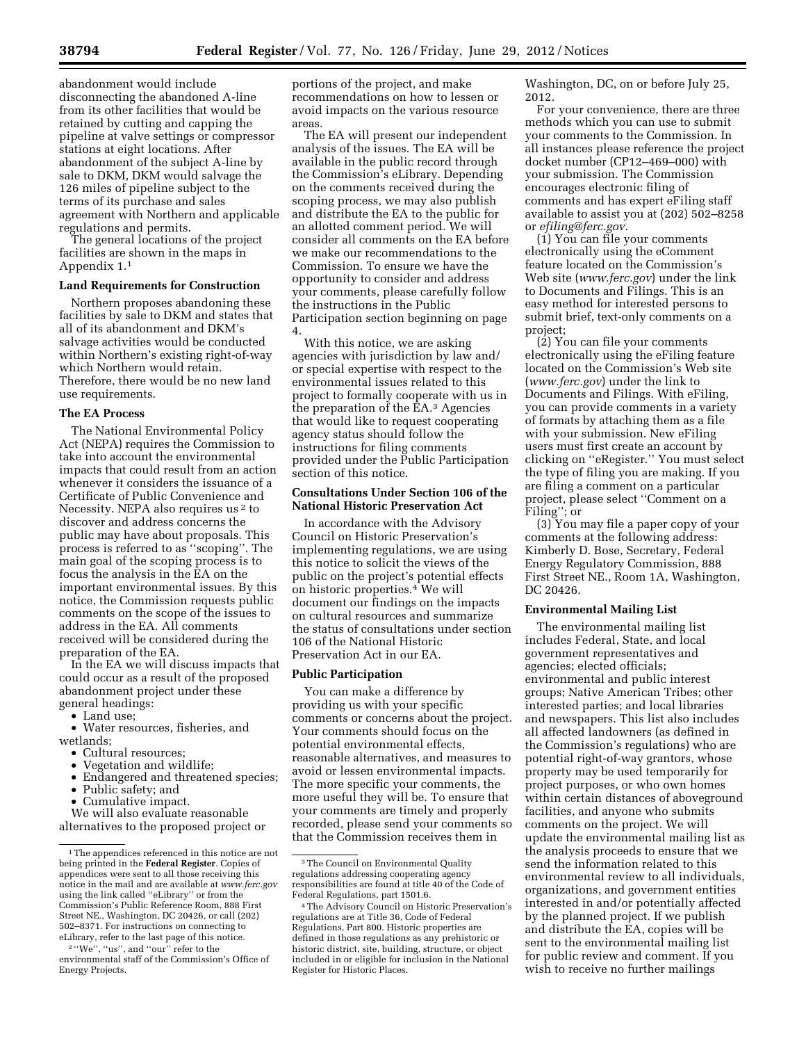abandonment would include disconnecting the abandoned A-line from its other facilities that would be retained by cutting and capping the pipeline at valve settings or compressor stations at eight locations. After abandonment of the subject A-line by sale to DKM, DKM would salvage the 126 miles of pipeline subject to the terms of its purchase and sales agreement with Northern and applicable regulations and permits.

The general locations of the project facilities are shown in the maps in Appendix 1.[1]

### Land Requirements for Construction

Northern proposes abandoning these facilities by sale to DKM and states that all of its abandonment and DKM's salvage activities would be conducted within Northern's existing right-of-way which Northern would retain. Therefore, there would be no new land use requirements.

### The EA Process

The National Environmental Policy Act (NEPA) requires the Commission to take into account the environmental impacts that could result from an action whenever it considers the issuance of a Certificate of Public Convenience and Necessity. NEPA also requires us[2] to discover and address concerns the public may have about proposals. This process is referred to as ''scoping''. The main goal of the scoping process is to focus the analysis in the EA on the important environmental issues. By this notice, the Commission requests public comments on the scope of the issues to address in the EA. All comments received will be considered during the preparation of the EA.

In the EA we will discuss impacts that could occur as a result of the proposed abandonment project under these general headings:

- Land use;
- Water resources, fisheries, and wetlands;
- Cultural resources;
- Vegetation and wildlife;
- Endangered and threatened species;
- Public safety; and
- Cumulative impact.

We will also evaluate reasonable alternatives to the proposed project or portions of the project, and make recommendations on how to lessen or avoid impacts on the various resource areas.

The EA will present our independent analysis of the issues. The EA will be available in the public record through the Commission's eLibrary. Depending on the comments received during the scoping process, we may also publish and distribute the EA to the public for an allotted comment period. We will consider all comments on the EA before we make our recommendations to the Commission. To ensure we have the opportunity to consider and address your comments, please carefully follow the instructions in the Public Participation section beginning on page 4.

With this notice, we are asking agencies with jurisdiction by law and/or special expertise with respect to the environmental issues related to this project to formally cooperate with us in the preparation of the EA.[3] Agencies that would like to request cooperating agency status should follow the instructions for filing comments provided under the Public Participation section of this notice.

### Consultations Under Section 106 of the National Historic Preservation Act

In accordance with the Advisory Council on Historic Preservation's implementing regulations, we are using this notice to solicit the views of the public on the project's potential effects on historic properties.[4] We will document our findings on the impacts on cultural resources and summarize the status of consultations under section 106 of the National Historic Preservation Act in our EA.

### Public Participation

You can make a difference by providing us with your specific comments or concerns about the project. Your comments should focus on the potential environmental effects, reasonable alternatives, and measures to avoid or lessen environmental impacts. The more specific your comments, the more useful they will be. To ensure that your comments are timely and properly recorded, please send your comments so that the Commission receives them in Washington, DC, on or before July 25, 2012.

For your convenience, there are three methods which you can use to submit your comments to the Commission. In all instances please reference the project docket number (CP12–469–000) with your submission. The Commission encourages electronic filing of comments and has expert eFiling staff available to assist you at (202) 502–8258 or *efiling@ferc.gov.*

(1) You can file your comments electronically using the eComment feature located on the Commission's Web site (*www.ferc.gov*) under the link to Documents and Filings. This is an easy method for interested persons to submit brief, text-only comments on a project;

(2) You can file your comments electronically using the eFiling feature located on the Commission's Web site (*www.ferc.gov*) under the link to Documents and Filings. With eFiling, you can provide comments in a variety of formats by attaching them as a file with your submission. New eFiling users must first create an account by clicking on ''eRegister.'' You must select the type of filing you are making. If you are filing a comment on a particular project, please select ''Comment on a Filing''; or

(3) You may file a paper copy of your comments at the following address: Kimberly D. Bose, Secretary, Federal Energy Regulatory Commission, 888 First Street NE., Room 1A, Washington, DC 20426.

### Environmental Mailing List

The environmental mailing list includes Federal, State, and local government representatives and agencies; elected officials; environmental and public interest groups; Native American Tribes; other interested parties; and local libraries and newspapers. This list also includes all affected landowners (as defined in the Commission's regulations) who are potential right-of-way grantors, whose property may be used temporarily for project purposes, or who own homes within certain distances of aboveground facilities, and anyone who submits comments on the project. We will update the environmental mailing list as the analysis proceeds to ensure that we send the information related to this environmental review to all individuals, organizations, and government entities interested in and/or potentially affected by the planned project. If we publish and distribute the EA, copies will be sent to the environmental mailing list for public review and comment. If you wish to receive no further mailings

---

[1] The appendices referenced in this notice are not being printed in the **Federal Register**. Copies of appendices were sent to all those receiving this notice in the mail and are available at *www.ferc.gov* using the link called ''eLibrary'' or from the Commission's Public Reference Room, 888 First Street NE., Washington, DC 20426, or call (202) 502–8371. For instructions on connecting to eLibrary, refer to the last page of this notice.

[2] ''We'', ''us'', and ''our'' refer to the environmental staff of the Commission's Office of Energy Projects.

[3] The Council on Environmental Quality regulations addressing cooperating agency responsibilities are found at title 40 of the Code of Federal Regulations, part 1501.6.

[4] The Advisory Council on Historic Preservation's regulations are at Title 36, Code of Federal Regulations, Part 800. Historic properties are defined in those regulations as any prehistoric or historic district, site, building, structure, or object included in or eligible for inclusion in the National Register for Historic Places.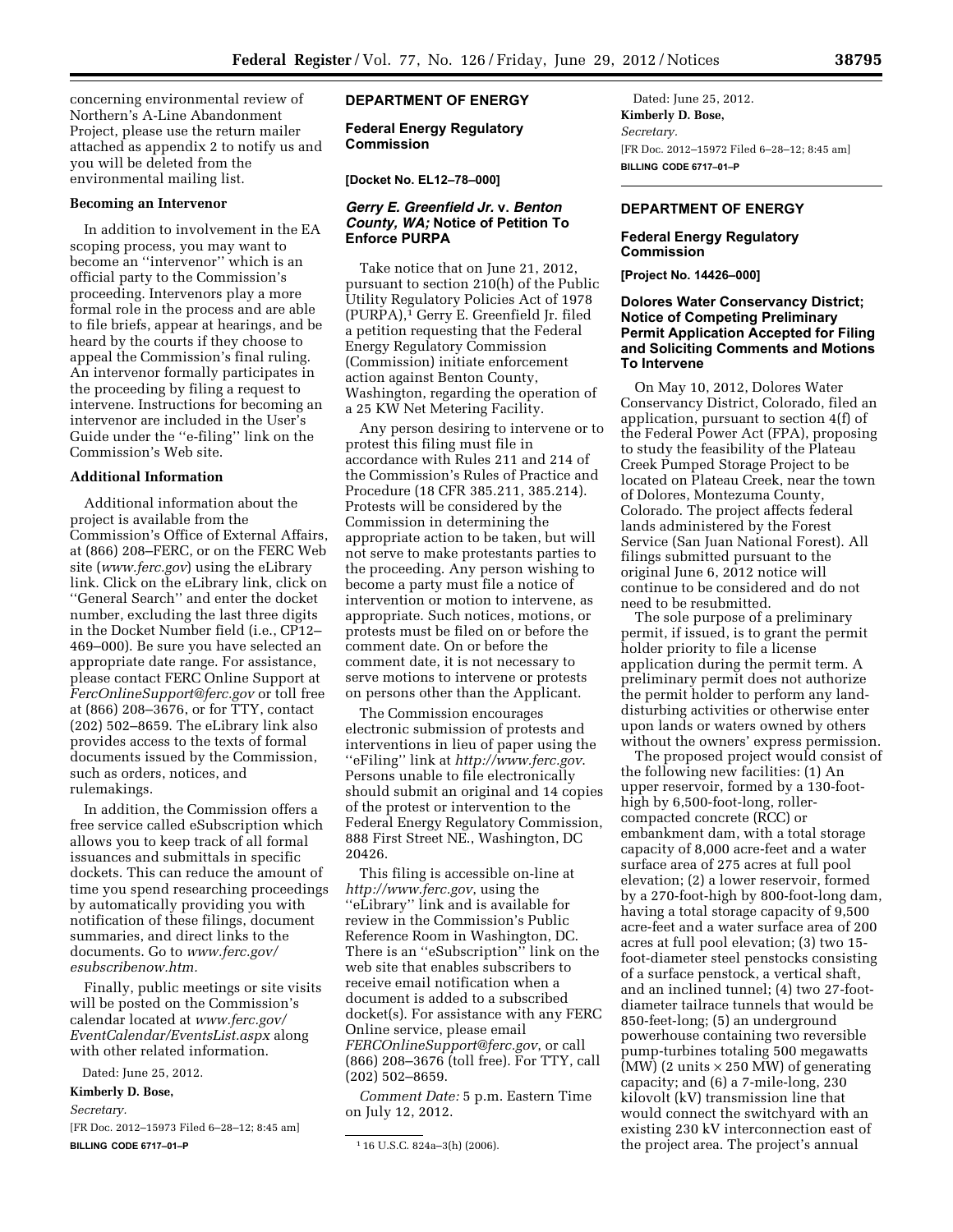concerning environmental review of Northern's A-Line Abandonment Project, please use the return mailer attached as appendix 2 to notify us and you will be deleted from the environmental mailing list.

**Becoming an Intervenor**

In addition to involvement in the EA scoping process, you may want to become an "intervenor" which is an official party to the Commission's proceeding. Intervenors play a more formal role in the process and are able to file briefs, appear at hearings, and be heard by the courts if they choose to appeal the Commission's final ruling. An intervenor formally participates in the proceeding by filing a request to intervene. Instructions for becoming an intervenor are included in the User's Guide under the "e-filing" link on the Commission's Web site.

**Additional Information**

Additional information about the project is available from the Commission's Office of External Affairs, at (866) 208–FERC, or on the FERC Web site (*www.ferc.gov*) using the eLibrary link. Click on the eLibrary link, click on "General Search" and enter the docket number, excluding the last three digits in the Docket Number field (i.e., CP12–469–000). Be sure you have selected an appropriate date range. For assistance, please contact FERC Online Support at *FercOnlineSupport@ferc.gov* or toll free at (866) 208–3676, or for TTY, contact (202) 502–8659. The eLibrary link also provides access to the texts of formal documents issued by the Commission, such as orders, notices, and rulemakings.

In addition, the Commission offers a free service called eSubscription which allows you to keep track of all formal issuances and submittals in specific dockets. This can reduce the amount of time you spend researching proceedings by automatically providing you with notification of these filings, document summaries, and direct links to the documents. Go to *www.ferc.gov/esubscribenow.htm.*

Finally, public meetings or site visits will be posted on the Commission's calendar located at *www.ferc.gov/EventCalendar/EventsList.aspx* along with other related information.

Dated: June 25, 2012.

**Kimberly D. Bose,**

*Secretary.*

[FR Doc. 2012–15973 Filed 6–28–12; 8:45 am]

**BILLING CODE 6717–01–P**

## DEPARTMENT OF ENERGY

### Federal Energy Regulatory Commission

**[Docket No. EL12–78–000]**

### *Gerry E. Greenfield Jr.* v. *Benton County, WA;* Notice of Petition To Enforce PURPA

Take notice that on June 21, 2012, pursuant to section 210(h) of the Public Utility Regulatory Policies Act of 1978 (PURPA),[1] Gerry E. Greenfield Jr. filed a petition requesting that the Federal Energy Regulatory Commission (Commission) initiate enforcement action against Benton County, Washington, regarding the operation of a 25 KW Net Metering Facility.

Any person desiring to intervene or to protest this filing must file in accordance with Rules 211 and 214 of the Commission's Rules of Practice and Procedure (18 CFR 385.211, 385.214). Protests will be considered by the Commission in determining the appropriate action to be taken, but will not serve to make protestants parties to the proceeding. Any person wishing to become a party must file a notice of intervention or motion to intervene, as appropriate. Such notices, motions, or protests must be filed on or before the comment date. On or before the comment date, it is not necessary to serve motions to intervene or protests on persons other than the Applicant.

The Commission encourages electronic submission of protests and interventions in lieu of paper using the "eFiling" link at *http://www.ferc.gov*. Persons unable to file electronically should submit an original and 14 copies of the protest or intervention to the Federal Energy Regulatory Commission, 888 First Street NE., Washington, DC 20426.

This filing is accessible on-line at *http://www.ferc.gov*, using the "eLibrary" link and is available for review in the Commission's Public Reference Room in Washington, DC. There is an "eSubscription" link on the web site that enables subscribers to receive email notification when a document is added to a subscribed docket(s). For assistance with any FERC Online service, please email *FERCOnlineSupport@ferc.gov*, or call (866) 208–3676 (toll free). For TTY, call (202) 502–8659.

*Comment Date:* 5 p.m. Eastern Time on July 12, 2012.

[1] 16 U.S.C. 824a–3(h) (2006).

Dated: June 25, 2012.

**Kimberly D. Bose,**

*Secretary.*

[FR Doc. 2012–15972 Filed 6–28–12; 8:45 am]

**BILLING CODE 6717–01–P**

## DEPARTMENT OF ENERGY

### Federal Energy Regulatory Commission

**[Project No. 14426–000]**

### Dolores Water Conservancy District; Notice of Competing Preliminary Permit Application Accepted for Filing and Soliciting Comments and Motions To Intervene

On May 10, 2012, Dolores Water Conservancy District, Colorado, filed an application, pursuant to section 4(f) of the Federal Power Act (FPA), proposing to study the feasibility of the Plateau Creek Pumped Storage Project to be located on Plateau Creek, near the town of Dolores, Montezuma County, Colorado. The project affects federal lands administered by the Forest Service (San Juan National Forest). All filings submitted pursuant to the original June 6, 2012 notice will continue to be considered and do not need to be resubmitted.

The sole purpose of a preliminary permit, if issued, is to grant the permit holder priority to file a license application during the permit term. A preliminary permit does not authorize the permit holder to perform any land-disturbing activities or otherwise enter upon lands or waters owned by others without the owners' express permission.

The proposed project would consist of the following new facilities: (1) An upper reservoir, formed by a 130-foot-high by 6,500-foot-long, roller-compacted concrete (RCC) or embankment dam, with a total storage capacity of 8,000 acre-feet and a water surface area of 275 acres at full pool elevation; (2) a lower reservoir, formed by a 270-foot-high by 800-foot-long dam, having a total storage capacity of 9,500 acre-feet and a water surface area of 200 acres at full pool elevation; (3) two 15-foot-diameter steel penstocks consisting of a surface penstock, a vertical shaft, and an inclined tunnel; (4) two 27-foot-diameter tailrace tunnels that would be 850-feet-long; (5) an underground powerhouse containing two reversible pump-turbines totaling 500 megawatts (MW) (2 units $\times$ 250 MW) of generating capacity; and (6) a 7-mile-long, 230 kilovolt (kV) transmission line that would connect the switchyard with an existing 230 kV interconnection east of the project area. The project's annual